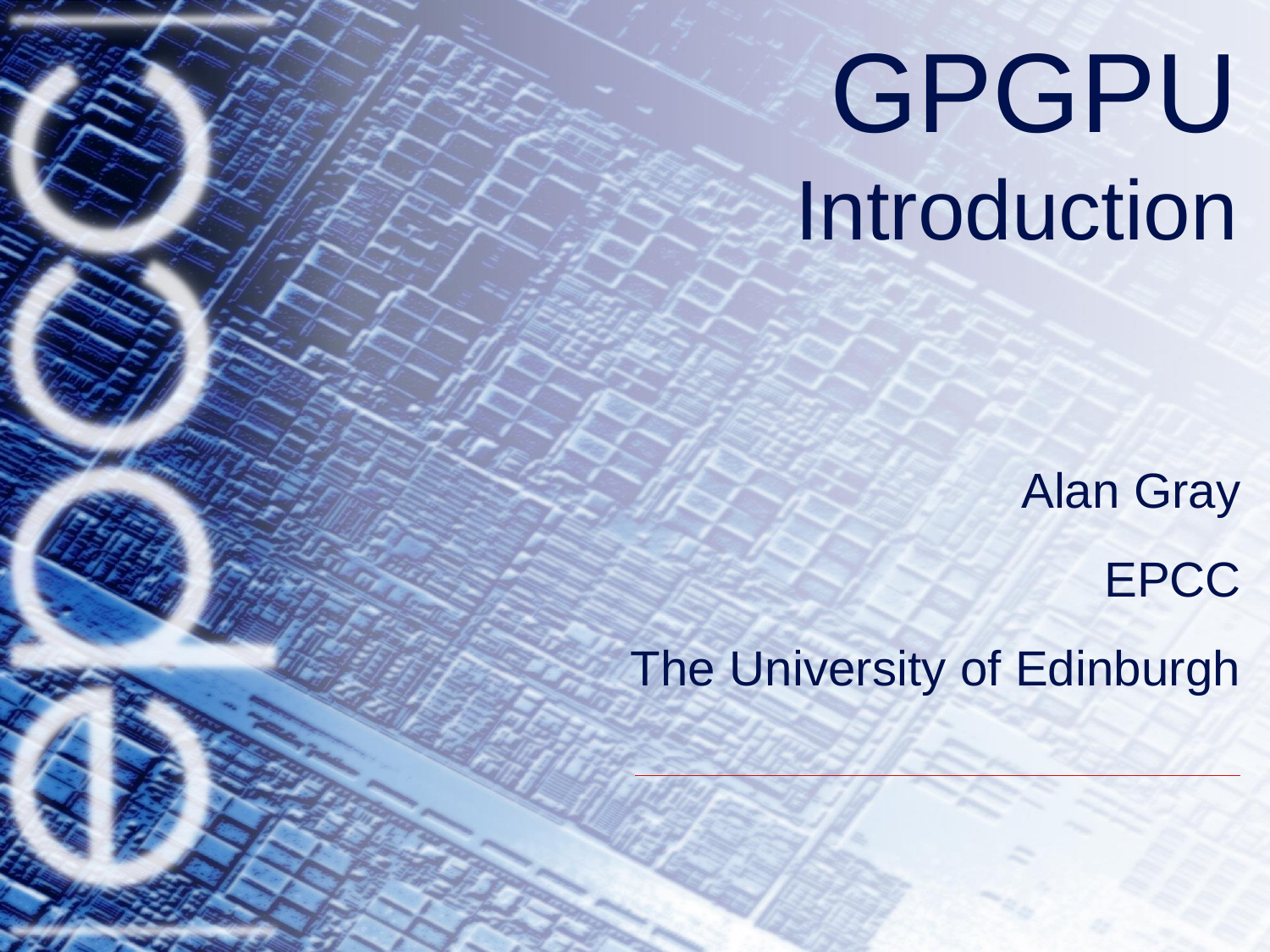# GPGPU
## Introduction

Alan Gray

EPCC

The University of Edinburgh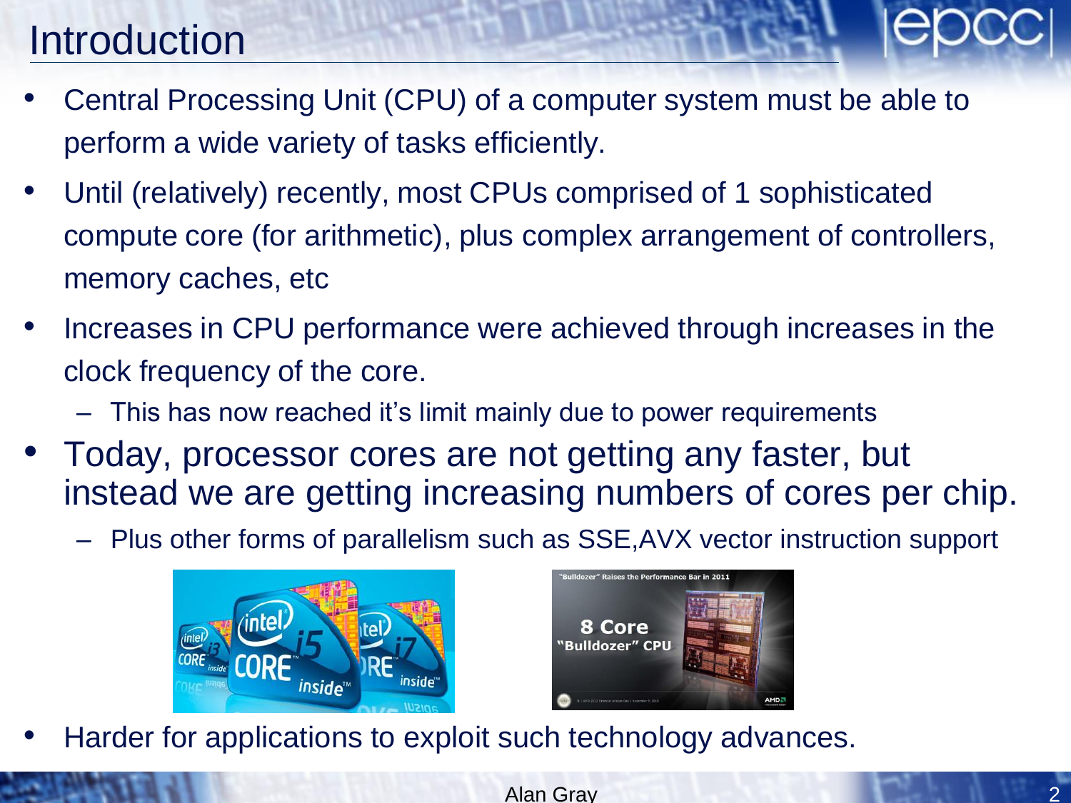# Introduction

- Central Processing Unit (CPU) of a computer system must be able to perform a wide variety of tasks efficiently.
- Until (relatively) recently, most CPUs comprised of 1 sophisticated compute core (for arithmetic), plus complex arrangement of controllers, memory caches, etc
- Increases in CPU performance were achieved through increases in the clock frequency of the core.
  - This has now reached it's limit mainly due to power requirements
- Today, processor cores are not getting any faster, but instead we are getting increasing numbers of cores per chip.
  - Plus other forms of parallelism such as SSE,AVX vector instruction support
- Harder for applications to exploit such technology advances.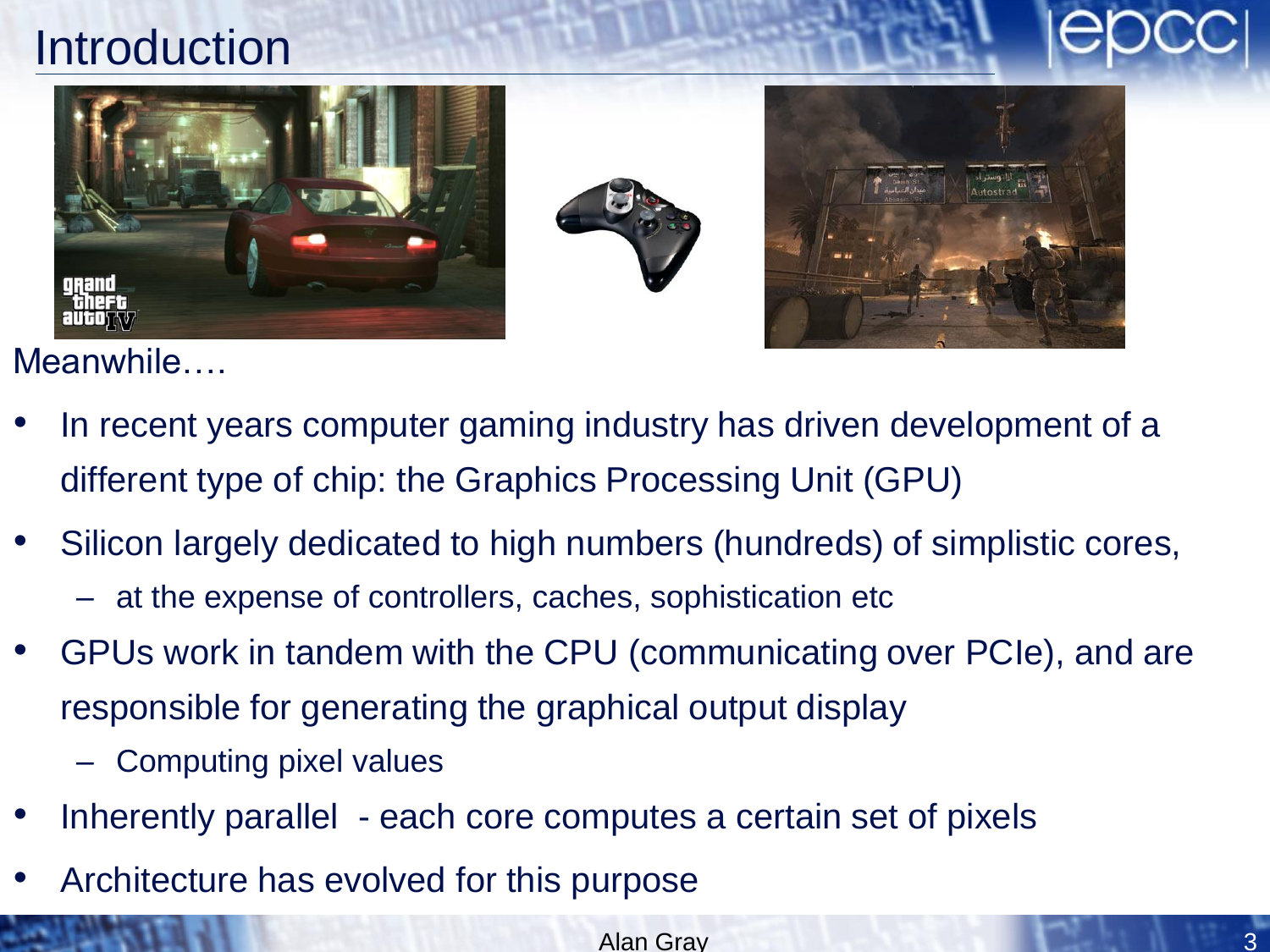# Introduction

Meanwhile….

- In recent years computer gaming industry has driven development of a different type of chip: the Graphics Processing Unit (GPU)
- Silicon largely dedicated to high numbers (hundreds) of simplistic cores,
  - at the expense of controllers, caches, sophistication etc
- GPUs work in tandem with the CPU (communicating over PCIe), and are responsible for generating the graphical output display
  - Computing pixel values
- Inherently parallel - each core computes a certain set of pixels
- Architecture has evolved for this purpose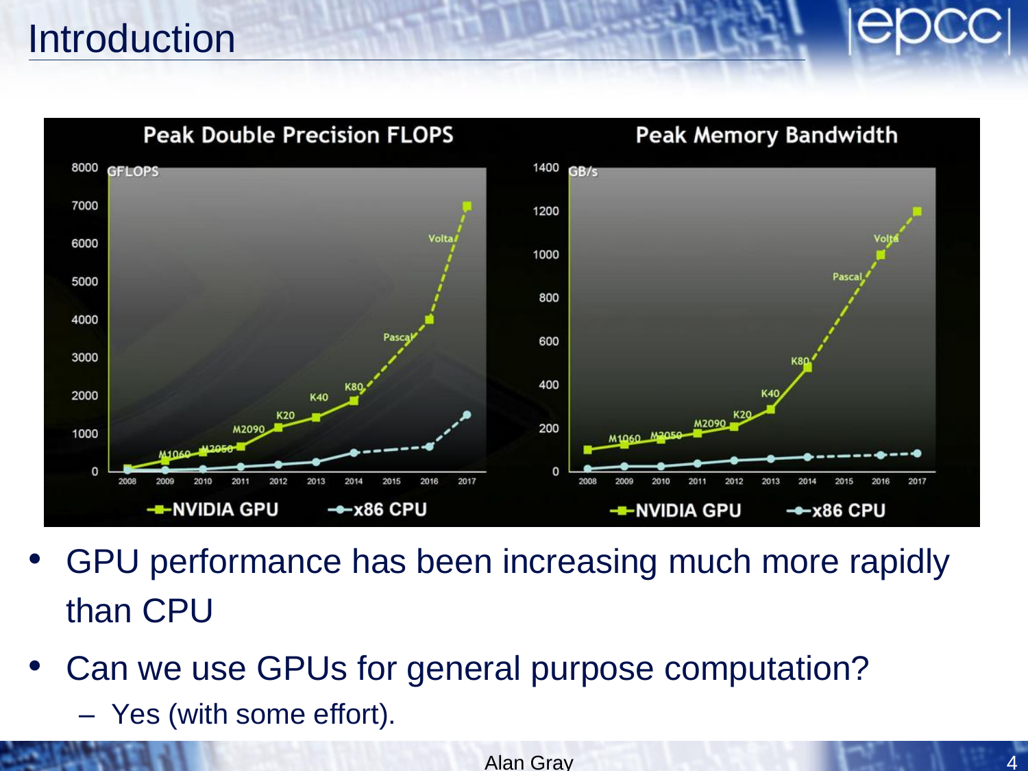# Introduction

- GPU performance has been increasing much more rapidly than CPU
- Can we use GPUs for general purpose computation?
  - Yes (with some effort).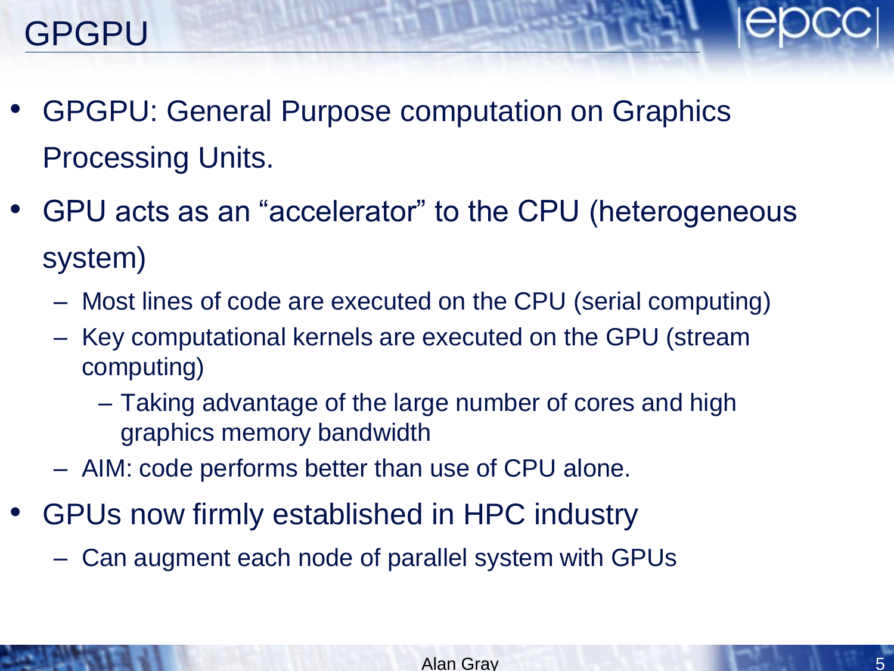# GPGPU

- GPGPU: General Purpose computation on Graphics Processing Units.
- GPU acts as an “accelerator” to the CPU (heterogeneous system)
  - Most lines of code are executed on the CPU (serial computing)
  - Key computational kernels are executed on the GPU (stream computing)
    - Taking advantage of the large number of cores and high graphics memory bandwidth
  - AIM: code performs better than use of CPU alone.
- GPUs now firmly established in HPC industry
  - Can augment each node of parallel system with GPUs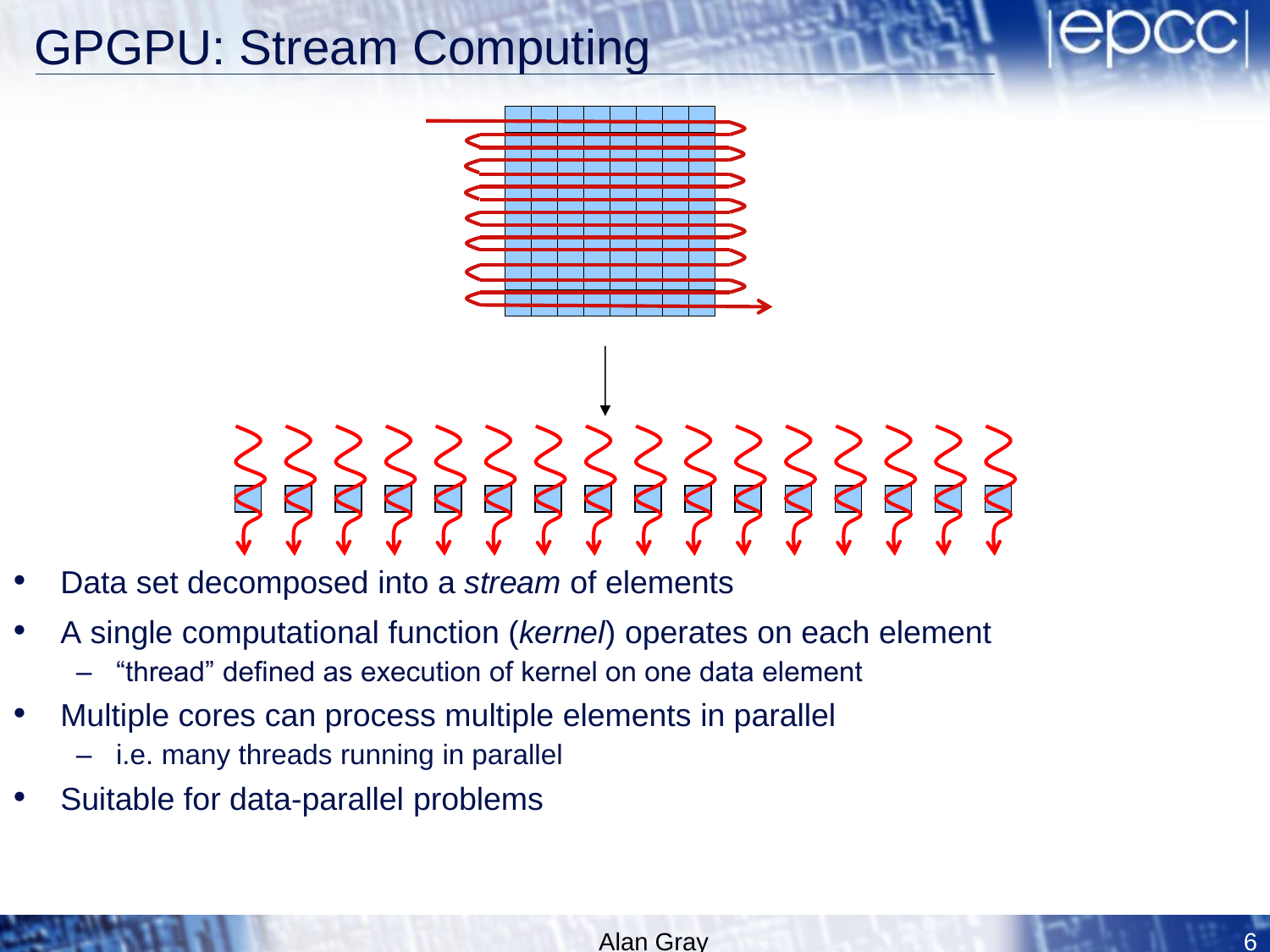# GPGPU: Stream Computing

- Data set decomposed into a *stream* of elements
- A single computational function (*kernel*) operates on each element
  - "thread" defined as execution of kernel on one data element
- Multiple cores can process multiple elements in parallel
  - i.e. many threads running in parallel
- Suitable for data-parallel problems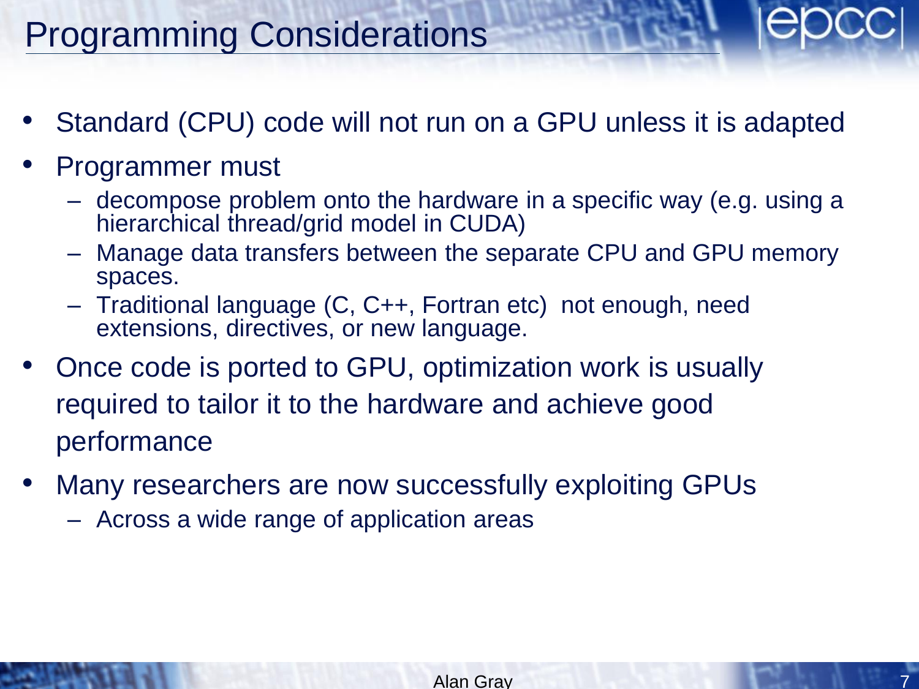# Programming Considerations

- Standard (CPU) code will not run on a GPU unless it is adapted
- Programmer must
  - decompose problem onto the hardware in a specific way (e.g. using a hierarchical thread/grid model in CUDA)
  - Manage data transfers between the separate CPU and GPU memory spaces.
  - Traditional language (C, C++, Fortran etc) not enough, need extensions, directives, or new language.
- Once code is ported to GPU, optimization work is usually required to tailor it to the hardware and achieve good performance
- Many researchers are now successfully exploiting GPUs
  - Across a wide range of application areas